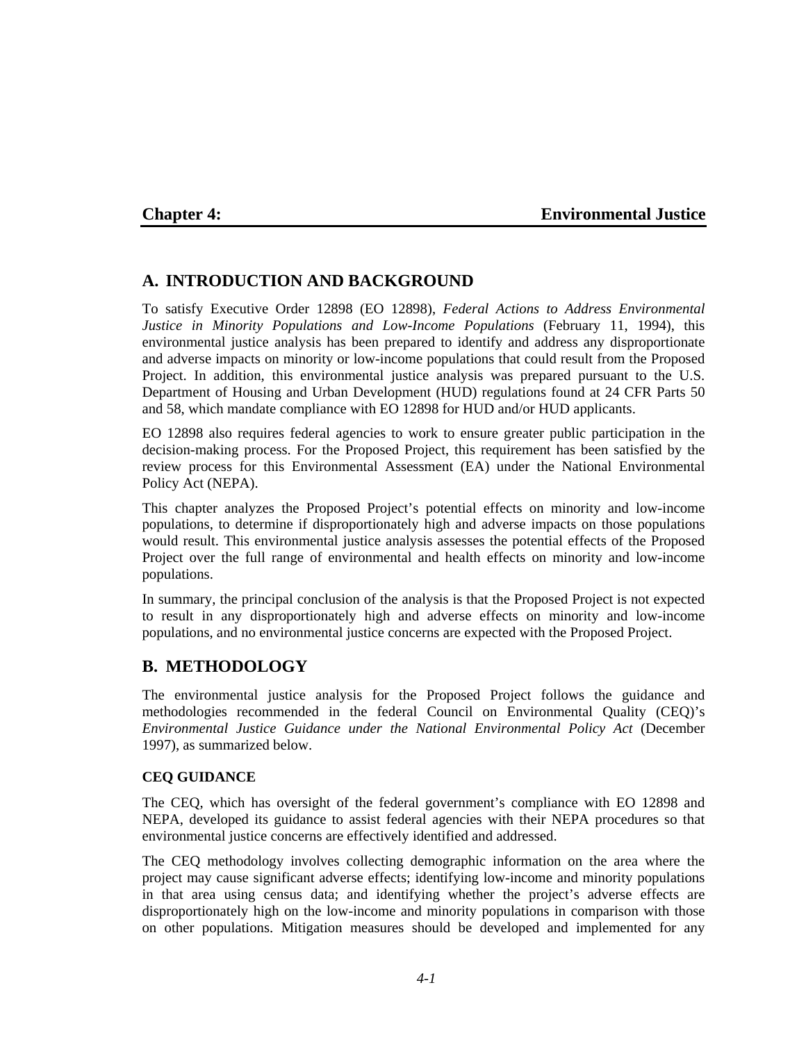# Chapter 4: Environmental Justice

## A. INTRODUCTION AND BACKGROUND

To satisfy Executive Order 12898 (EO 12898), *Federal Actions to Address Environmental Justice in Minority Populations and Low-Income Populations* (February 11, 1994), this environmental justice analysis has been prepared to identify and address any disproportionate and adverse impacts on minority or low-income populations that could result from the Proposed Project. In addition, this environmental justice analysis was prepared pursuant to the U.S. Department of Housing and Urban Development (HUD) regulations found at 24 CFR Parts 50 and 58, which mandate compliance with EO 12898 for HUD and/or HUD applicants.

EO 12898 also requires federal agencies to work to ensure greater public participation in the decision-making process. For the Proposed Project, this requirement has been satisfied by the review process for this Environmental Assessment (EA) under the National Environmental Policy Act (NEPA).

This chapter analyzes the Proposed Project's potential effects on minority and low-income populations, to determine if disproportionately high and adverse impacts on those populations would result. This environmental justice analysis assesses the potential effects of the Proposed Project over the full range of environmental and health effects on minority and low-income populations.

In summary, the principal conclusion of the analysis is that the Proposed Project is not expected to result in any disproportionately high and adverse effects on minority and low-income populations, and no environmental justice concerns are expected with the Proposed Project.

## B. METHODOLOGY

The environmental justice analysis for the Proposed Project follows the guidance and methodologies recommended in the federal Council on Environmental Quality (CEQ)'s *Environmental Justice Guidance under the National Environmental Policy Act* (December 1997), as summarized below.

### CEQ GUIDANCE

The CEQ, which has oversight of the federal government's compliance with EO 12898 and NEPA, developed its guidance to assist federal agencies with their NEPA procedures so that environmental justice concerns are effectively identified and addressed.

The CEQ methodology involves collecting demographic information on the area where the project may cause significant adverse effects; identifying low-income and minority populations in that area using census data; and identifying whether the project's adverse effects are disproportionately high on the low-income and minority populations in comparison with those on other populations. Mitigation measures should be developed and implemented for any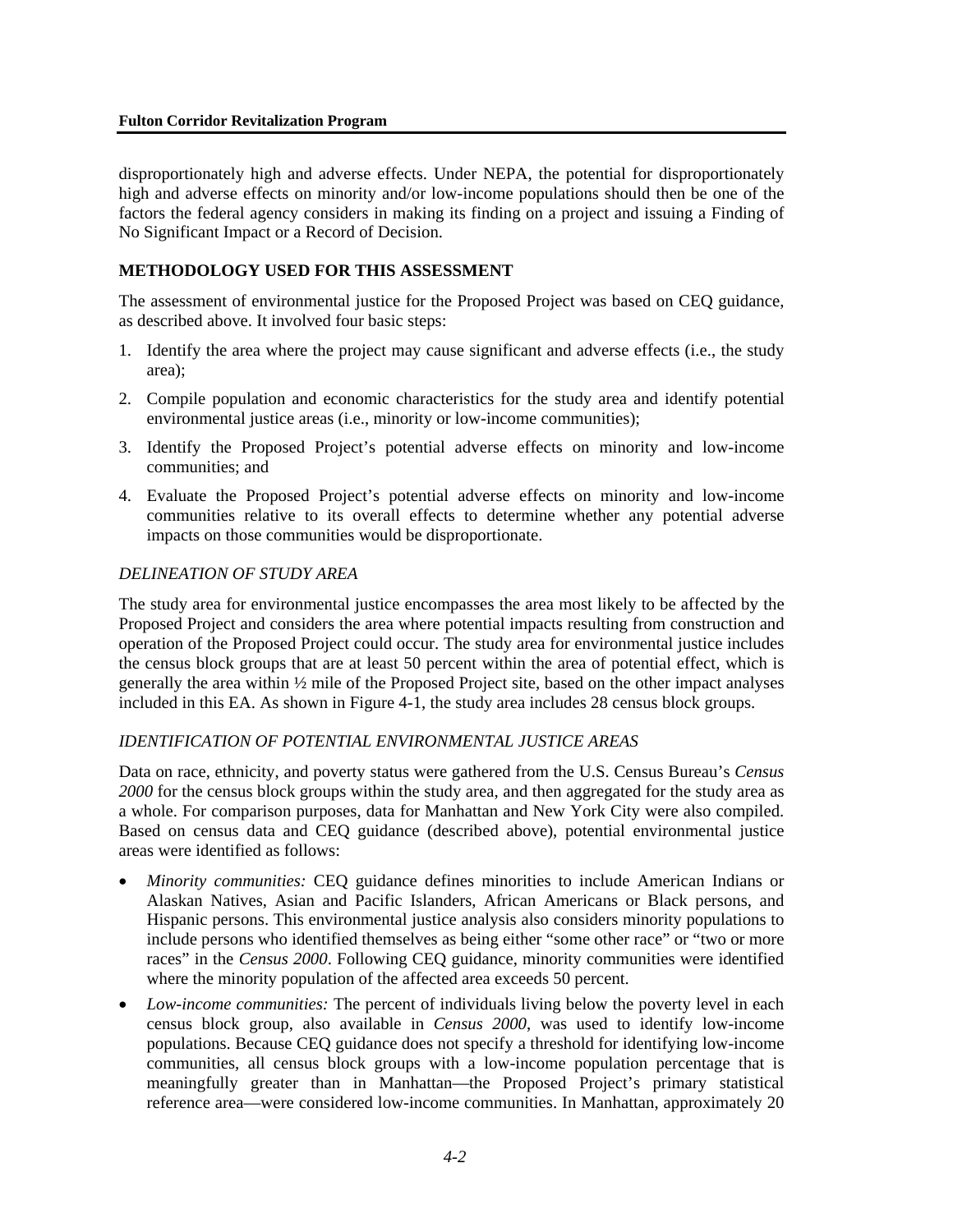disproportionately high and adverse effects. Under NEPA, the potential for disproportionately high and adverse effects on minority and/or low-income populations should then be one of the factors the federal agency considers in making its finding on a project and issuing a Finding of No Significant Impact or a Record of Decision.

## METHODOLOGY USED FOR THIS ASSESSMENT

The assessment of environmental justice for the Proposed Project was based on CEQ guidance, as described above. It involved four basic steps:

1. Identify the area where the project may cause significant and adverse effects (i.e., the study area);
2. Compile population and economic characteristics for the study area and identify potential environmental justice areas (i.e., minority or low-income communities);
3. Identify the Proposed Project's potential adverse effects on minority and low-income communities; and
4. Evaluate the Proposed Project's potential adverse effects on minority and low-income communities relative to its overall effects to determine whether any potential adverse impacts on those communities would be disproportionate.

### *DELINEATION OF STUDY AREA*

The study area for environmental justice encompasses the area most likely to be affected by the Proposed Project and considers the area where potential impacts resulting from construction and operation of the Proposed Project could occur. The study area for environmental justice includes the census block groups that are at least 50 percent within the area of potential effect, which is generally the area within ½ mile of the Proposed Project site, based on the other impact analyses included in this EA. As shown in Figure 4-1, the study area includes 28 census block groups.

### *IDENTIFICATION OF POTENTIAL ENVIRONMENTAL JUSTICE AREAS*

Data on race, ethnicity, and poverty status were gathered from the U.S. Census Bureau's *Census 2000* for the census block groups within the study area, and then aggregated for the study area as a whole. For comparison purposes, data for Manhattan and New York City were also compiled. Based on census data and CEQ guidance (described above), potential environmental justice areas were identified as follows:

- *Minority communities:* CEQ guidance defines minorities to include American Indians or Alaskan Natives, Asian and Pacific Islanders, African Americans or Black persons, and Hispanic persons. This environmental justice analysis also considers minority populations to include persons who identified themselves as being either "some other race" or "two or more races" in the *Census 2000*. Following CEQ guidance, minority communities were identified where the minority population of the affected area exceeds 50 percent.
- *Low-income communities:* The percent of individuals living below the poverty level in each census block group, also available in *Census 2000*, was used to identify low-income populations. Because CEQ guidance does not specify a threshold for identifying low-income communities, all census block groups with a low-income population percentage that is meaningfully greater than in Manhattan—the Proposed Project's primary statistical reference area—were considered low-income communities. In Manhattan, approximately 20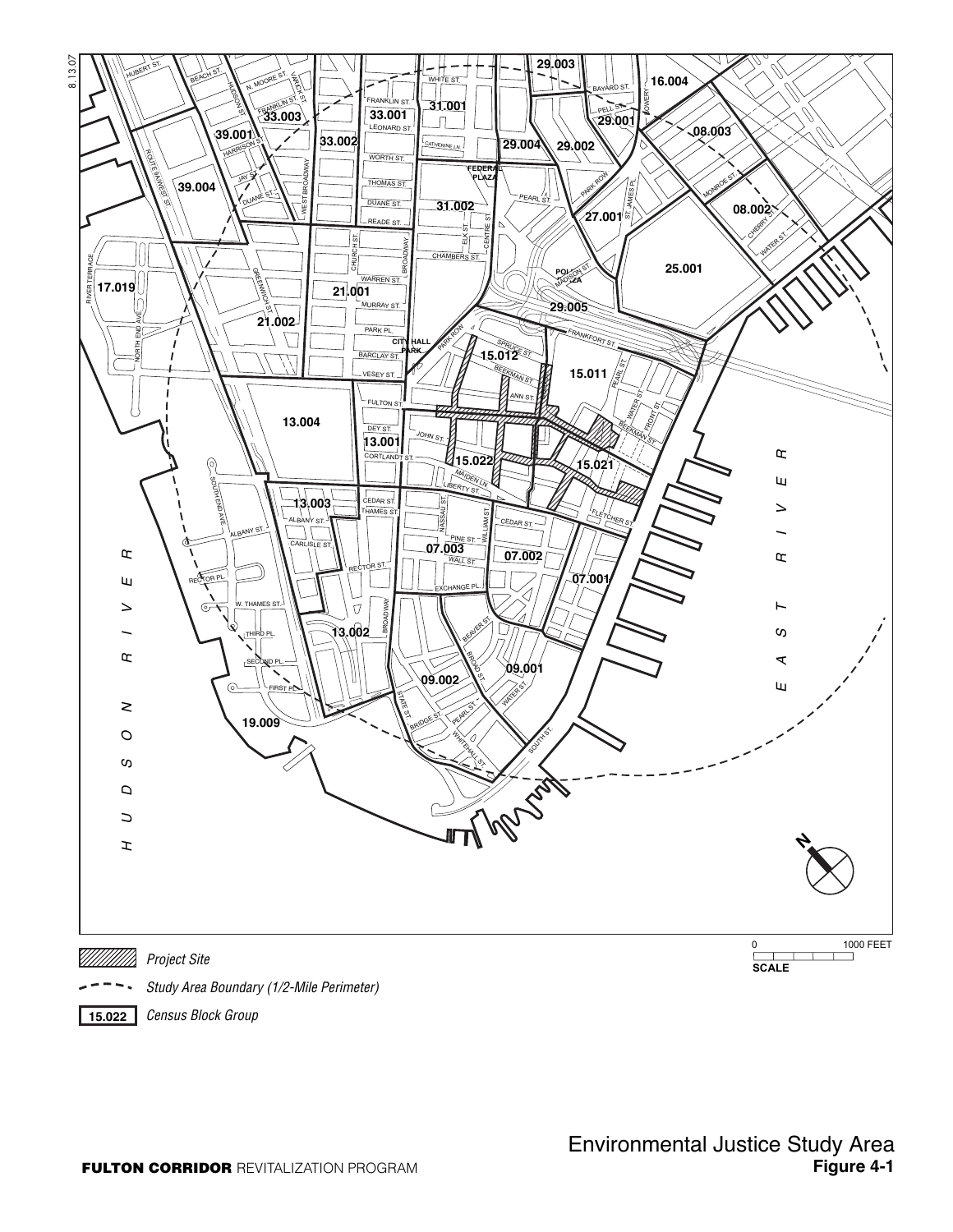8.13.07

*Project Site*

*Study Area Boundary (1/2-Mile Perimeter)*

**15.022** *Census Block Group*

0 1000 FEET
SCALE

Environmental Justice Study Area
**Figure 4-1**

**FULTON CORRIDOR** REVITALIZATION PROGRAM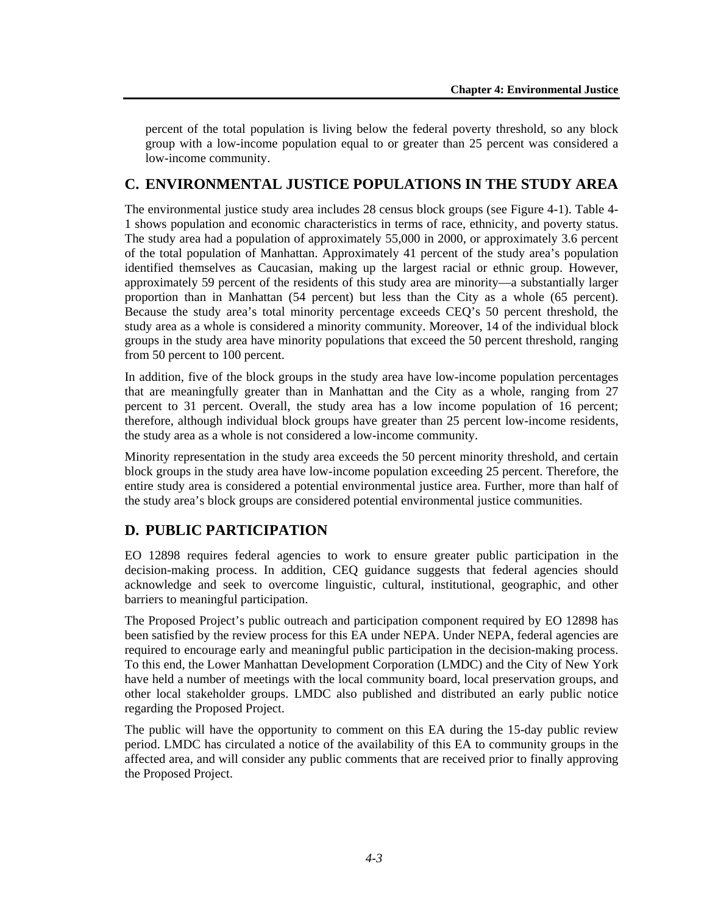percent of the total population is living below the federal poverty threshold, so any block group with a low-income population equal to or greater than 25 percent was considered a low-income community.

## C. ENVIRONMENTAL JUSTICE POPULATIONS IN THE STUDY AREA

The environmental justice study area includes 28 census block groups (see Figure 4-1). Table 4-1 shows population and economic characteristics in terms of race, ethnicity, and poverty status. The study area had a population of approximately 55,000 in 2000, or approximately 3.6 percent of the total population of Manhattan. Approximately 41 percent of the study area's population identified themselves as Caucasian, making up the largest racial or ethnic group. However, approximately 59 percent of the residents of this study area are minority—a substantially larger proportion than in Manhattan (54 percent) but less than the City as a whole (65 percent). Because the study area's total minority percentage exceeds CEQ's 50 percent threshold, the study area as a whole is considered a minority community. Moreover, 14 of the individual block groups in the study area have minority populations that exceed the 50 percent threshold, ranging from 50 percent to 100 percent.

In addition, five of the block groups in the study area have low-income population percentages that are meaningfully greater than in Manhattan and the City as a whole, ranging from 27 percent to 31 percent. Overall, the study area has a low income population of 16 percent; therefore, although individual block groups have greater than 25 percent low-income residents, the study area as a whole is not considered a low-income community.

Minority representation in the study area exceeds the 50 percent minority threshold, and certain block groups in the study area have low-income population exceeding 25 percent. Therefore, the entire study area is considered a potential environmental justice area. Further, more than half of the study area's block groups are considered potential environmental justice communities.

## D. PUBLIC PARTICIPATION

EO 12898 requires federal agencies to work to ensure greater public participation in the decision-making process. In addition, CEQ guidance suggests that federal agencies should acknowledge and seek to overcome linguistic, cultural, institutional, geographic, and other barriers to meaningful participation.

The Proposed Project's public outreach and participation component required by EO 12898 has been satisfied by the review process for this EA under NEPA. Under NEPA, federal agencies are required to encourage early and meaningful public participation in the decision-making process. To this end, the Lower Manhattan Development Corporation (LMDC) and the City of New York have held a number of meetings with the local community board, local preservation groups, and other local stakeholder groups. LMDC also published and distributed an early public notice regarding the Proposed Project.

The public will have the opportunity to comment on this EA during the 15-day public review period. LMDC has circulated a notice of the availability of this EA to community groups in the affected area, and will consider any public comments that are received prior to finally approving the Proposed Project.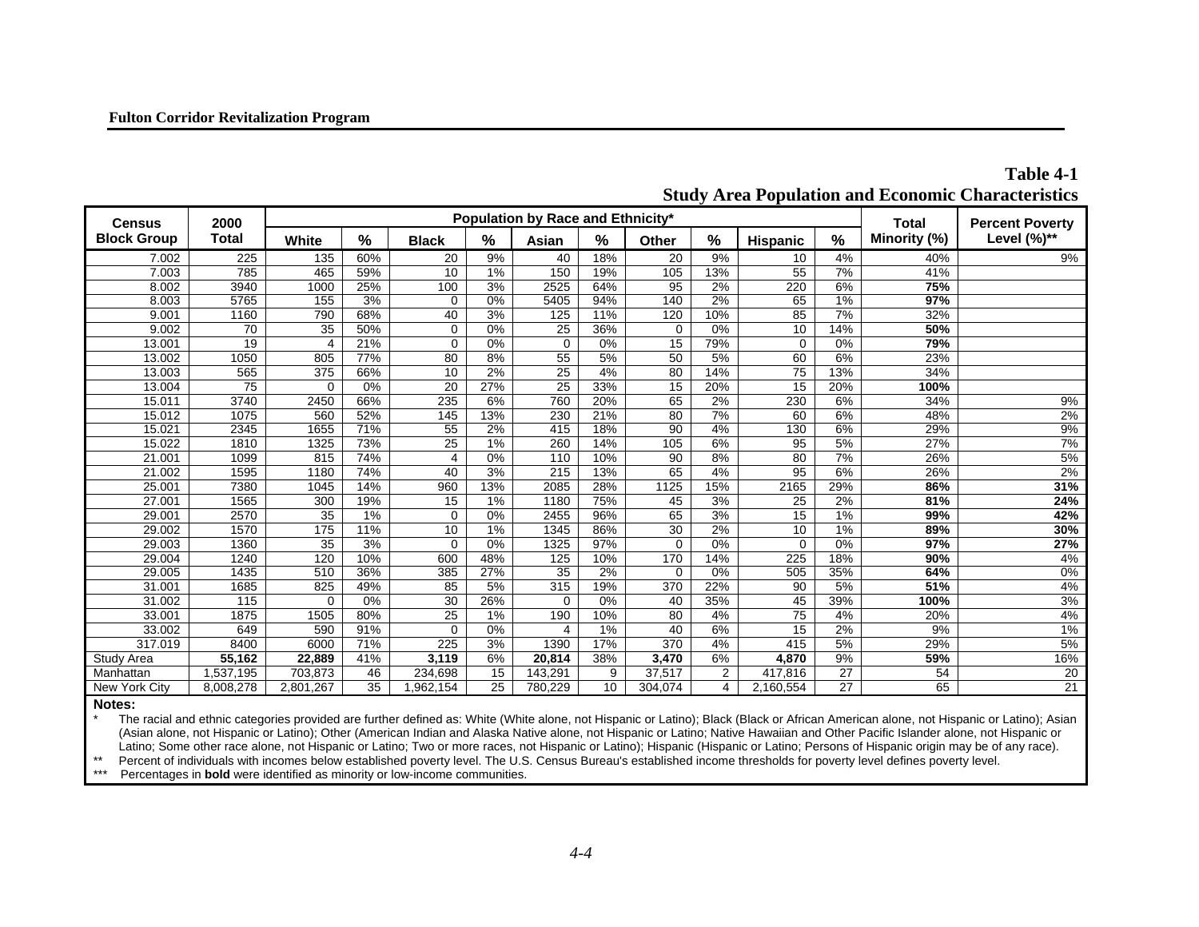## Table 4-1

### Study Area Population and Economic Characteristics

| Census Block Group | 2000 Total | Population by Race and Ethnicity* | | | | | | | | | | Total Minority (%) | Percent Poverty Level (%)** |
|---|---|---|---|---|---|---|---|---|---|---|---|---|---|
| | | White | % | Black | % | Asian | % | Other | % | Hispanic | % | | |
| 7.002 | 225 | 135 | 60% | 20 | 9% | 40 | 18% | 20 | 9% | 10 | 4% | 40% | 9% |
| 7.003 | 785 | 465 | 59% | 10 | 1% | 150 | 19% | 105 | 13% | 55 | 7% | 41% | |
| 8.002 | 3940 | 1000 | 25% | 100 | 3% | 2525 | 64% | 95 | 2% | 220 | 6% | **75%** | |
| 8.003 | 5765 | 155 | 3% | 0 | 0% | 5405 | 94% | 140 | 2% | 65 | 1% | **97%** | |
| 9.001 | 1160 | 790 | 68% | 40 | 3% | 125 | 11% | 120 | 10% | 85 | 7% | 32% | |
| 9.002 | 70 | 35 | 50% | 0 | 0% | 25 | 36% | 0 | 0% | 10 | 14% | **50%** | |
| 13.001 | 19 | 4 | 21% | 0 | 0% | 0 | 0% | 15 | 79% | 0 | 0% | **79%** | |
| 13.002 | 1050 | 805 | 77% | 80 | 8% | 55 | 5% | 50 | 5% | 60 | 6% | 23% | |
| 13.003 | 565 | 375 | 66% | 10 | 2% | 25 | 4% | 80 | 14% | 75 | 13% | 34% | |
| 13.004 | 75 | 0 | 0% | 20 | 27% | 25 | 33% | 15 | 20% | 15 | 20% | **100%** | |
| 15.011 | 3740 | 2450 | 66% | 235 | 6% | 760 | 20% | 65 | 2% | 230 | 6% | 34% | 9% |
| 15.012 | 1075 | 560 | 52% | 145 | 13% | 230 | 21% | 80 | 7% | 60 | 6% | 48% | 2% |
| 15.021 | 2345 | 1655 | 71% | 55 | 2% | 415 | 18% | 90 | 4% | 130 | 6% | 29% | 9% |
| 15.022 | 1810 | 1325 | 73% | 25 | 1% | 260 | 14% | 105 | 6% | 95 | 5% | 27% | 7% |
| 21.001 | 1099 | 815 | 74% | 4 | 0% | 110 | 10% | 90 | 8% | 80 | 7% | 26% | 5% |
| 21.002 | 1595 | 1180 | 74% | 40 | 3% | 215 | 13% | 65 | 4% | 95 | 6% | 26% | 2% |
| 25.001 | 7380 | 1045 | 14% | 960 | 13% | 2085 | 28% | 1125 | 15% | 2165 | 29% | **86%** | **31%** |
| 27.001 | 1565 | 300 | 19% | 15 | 1% | 1180 | 75% | 45 | 3% | 25 | 2% | **81%** | **24%** |
| 29.001 | 2570 | 35 | 1% | 0 | 0% | 2455 | 96% | 65 | 3% | 15 | 1% | **99%** | **42%** |
| 29.002 | 1570 | 175 | 11% | 10 | 1% | 1345 | 86% | 30 | 2% | 10 | 1% | **89%** | **30%** |
| 29.003 | 1360 | 35 | 3% | 0 | 0% | 1325 | 97% | 0 | 0% | 0 | 0% | **97%** | **27%** |
| 29.004 | 1240 | 120 | 10% | 600 | 48% | 125 | 10% | 170 | 14% | 225 | 18% | **90%** | 4% |
| 29.005 | 1435 | 510 | 36% | 385 | 27% | 35 | 2% | 0 | 0% | 505 | 35% | **64%** | 0% |
| 31.001 | 1685 | 825 | 49% | 85 | 5% | 315 | 19% | 370 | 22% | 90 | 5% | **51%** | 4% |
| 31.002 | 115 | 0 | 0% | 30 | 26% | 0 | 0% | 40 | 35% | 45 | 39% | **100%** | 3% |
| 33.001 | 1875 | 1505 | 80% | 25 | 1% | 190 | 10% | 80 | 4% | 75 | 4% | 20% | 4% |
| 33.002 | 649 | 590 | 91% | 0 | 0% | 4 | 1% | 40 | 6% | 15 | 2% | 9% | 1% |
| 317.019 | 8400 | 6000 | 71% | 225 | 3% | 1390 | 17% | 370 | 4% | 415 | 5% | 29% | 5% |
| Study Area | **55,162** | **22,889** | 41% | **3,119** | 6% | **20,814** | 38% | **3,470** | 6% | **4,870** | 9% | **59%** | 16% |
| Manhattan | 1,537,195 | 703,873 | 46 | 234,698 | 15 | 143,291 | 9 | 37,517 | 2 | 417,816 | 27 | 54 | 20 |
| New York City | 8,008,278 | 2,801,267 | 35 | 1,962,154 | 25 | 780,229 | 10 | 304,074 | 4 | 2,160,554 | 27 | 65 | 21 |

**Notes:**

\* The racial and ethnic categories provided are further defined as: White (White alone, not Hispanic or Latino); Black (Black or African American alone, not Hispanic or Latino); Asian (Asian alone, not Hispanic or Latino); Other (American Indian and Alaska Native alone, not Hispanic or Latino; Native Hawaiian and Other Pacific Islander alone, not Hispanic or Latino; Some other race alone, not Hispanic or Latino; Two or more races, not Hispanic or Latino); Hispanic (Hispanic or Latino; Persons of Hispanic origin may be of any race).

\** Percent of individuals with incomes below established poverty level. The U.S. Census Bureau's established income thresholds for poverty level defines poverty level.

\*** Percentages in **bold** were identified as minority or low-income communities.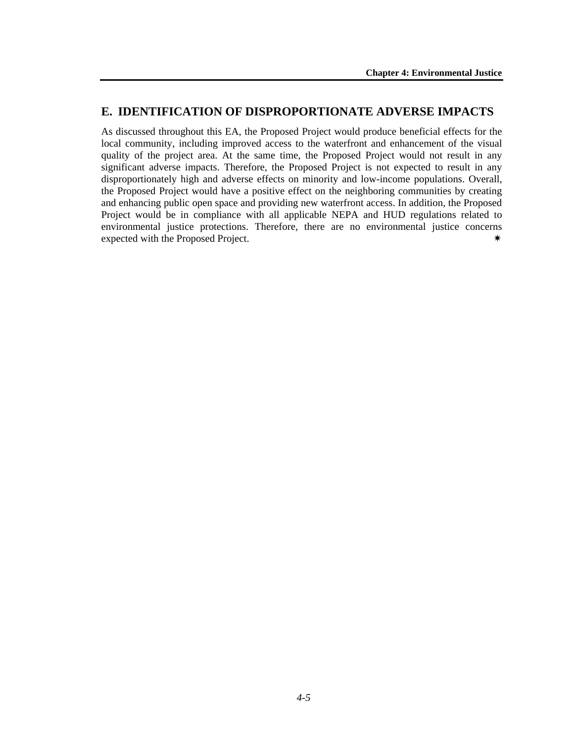## E. IDENTIFICATION OF DISPROPORTIONATE ADVERSE IMPACTS

As discussed throughout this EA, the Proposed Project would produce beneficial effects for the local community, including improved access to the waterfront and enhancement of the visual quality of the project area. At the same time, the Proposed Project would not result in any significant adverse impacts. Therefore, the Proposed Project is not expected to result in any disproportionately high and adverse effects on minority and low-income populations. Overall, the Proposed Project would have a positive effect on the neighboring communities by creating and enhancing public open space and providing new waterfront access. In addition, the Proposed Project would be in compliance with all applicable NEPA and HUD regulations related to environmental justice protections. Therefore, there are no environmental justice concerns expected with the Proposed Project. ✷